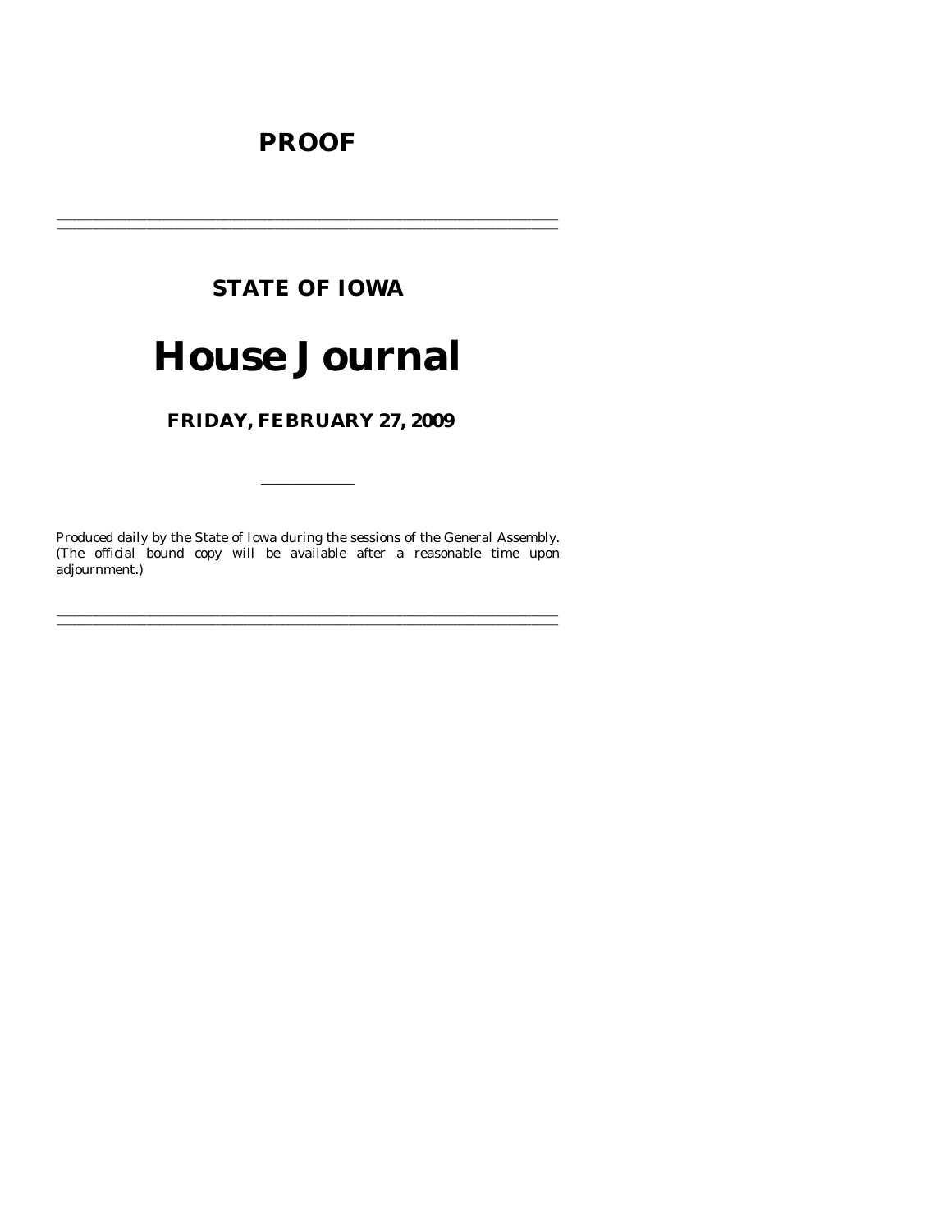# PROOF

---

## STATE OF IOWA

# House Journal

### FRIDAY, FEBRUARY 27, 2009

---

Produced daily by the State of Iowa during the sessions of the General Assembly. (The official bound copy will be available after a reasonable time upon adjournment.)

---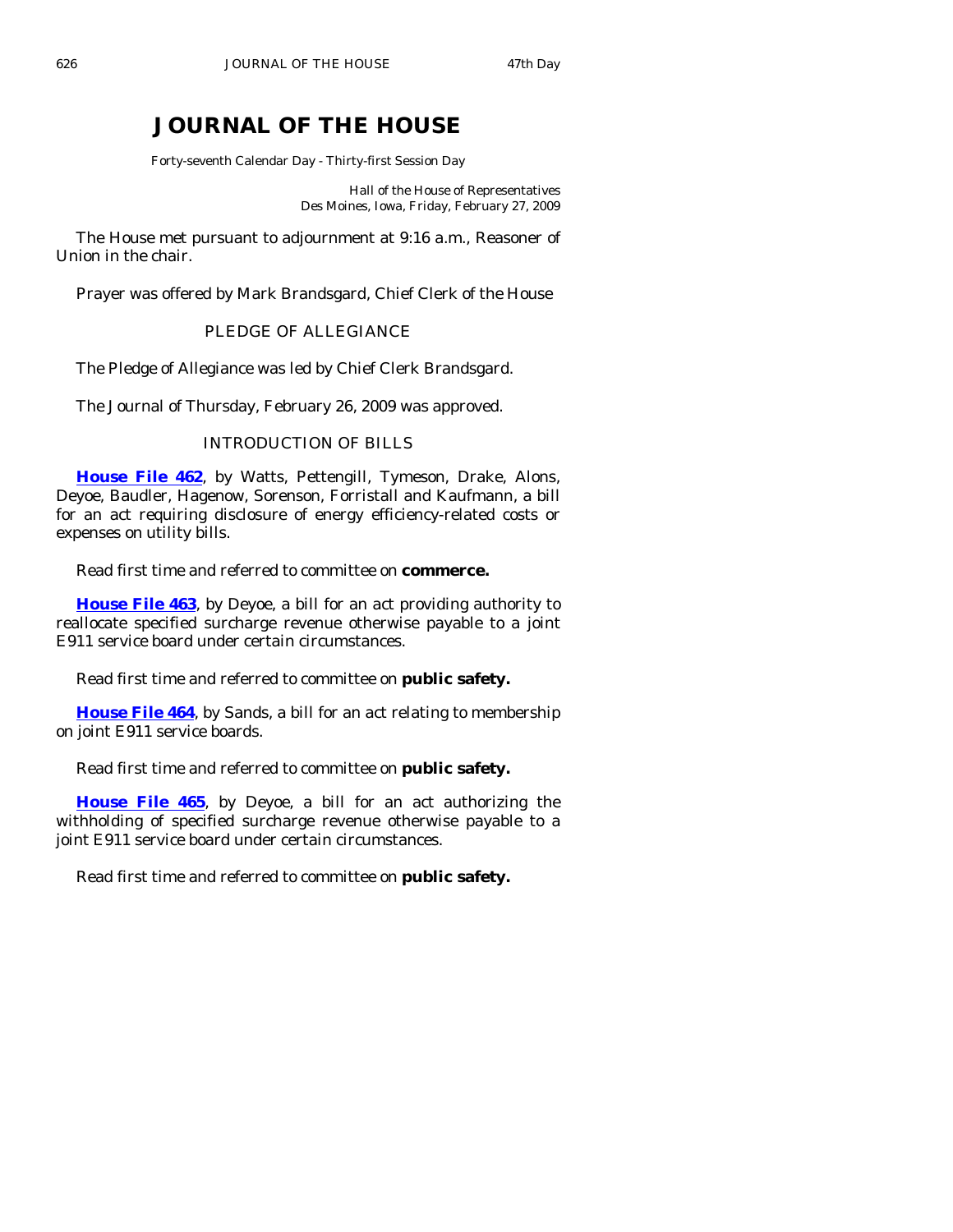# JOURNAL OF THE HOUSE

Forty-seventh Calendar Day - Thirty-first Session Day

Hall of the House of Representatives
Des Moines, Iowa, Friday, February 27, 2009

The House met pursuant to adjournment at 9:16 a.m., Reasoner of Union in the chair.

Prayer was offered by Mark Brandsgard, Chief Clerk of the House

PLEDGE OF ALLEGIANCE

The Pledge of Allegiance was led by Chief Clerk Brandsgard.

The Journal of Thursday, February 26, 2009 was approved.

INTRODUCTION OF BILLS

**House File 462**, by Watts, Pettengill, Tymeson, Drake, Alons, Deyoe, Baudler, Hagenow, Sorenson, Forristall and Kaufmann, a bill for an act requiring disclosure of energy efficiency-related costs or expenses on utility bills.

Read first time and referred to committee on **commerce.**

**House File 463**, by Deyoe, a bill for an act providing authority to reallocate specified surcharge revenue otherwise payable to a joint E911 service board under certain circumstances.

Read first time and referred to committee on **public safety.**

**House File 464**, by Sands, a bill for an act relating to membership on joint E911 service boards.

Read first time and referred to committee on **public safety.**

**House File 465**, by Deyoe, a bill for an act authorizing the withholding of specified surcharge revenue otherwise payable to a joint E911 service board under certain circumstances.

Read first time and referred to committee on **public safety.**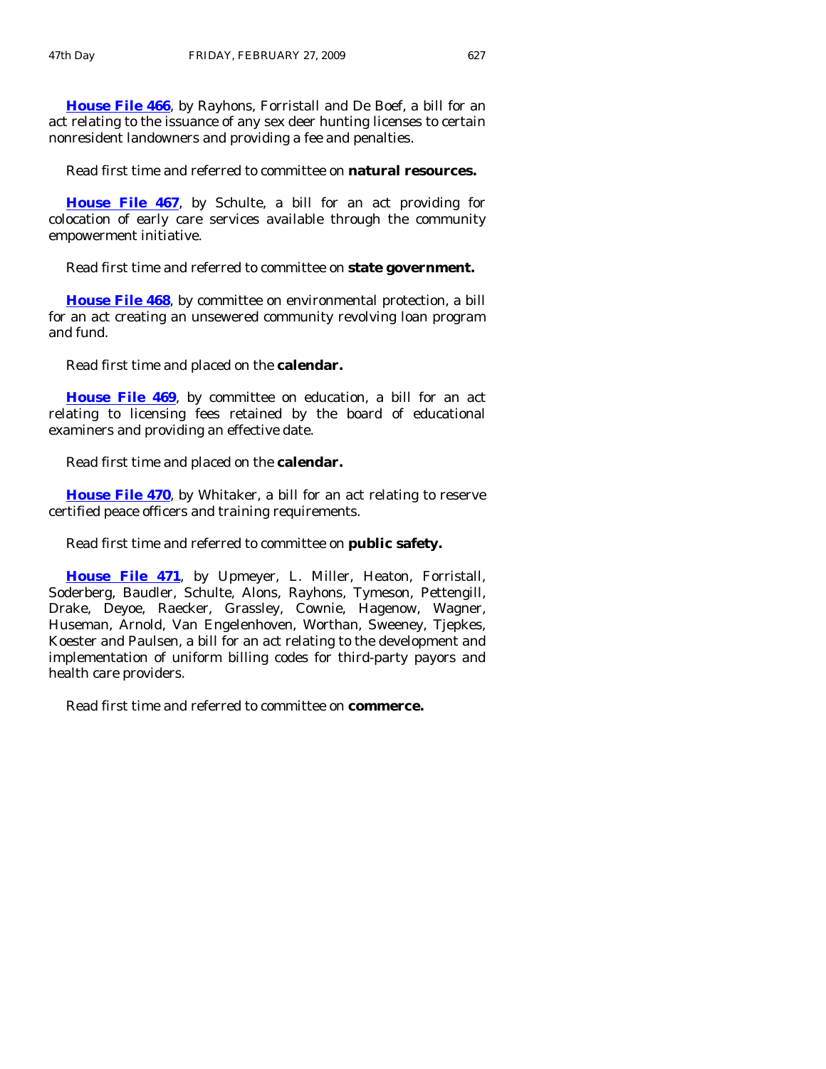**House File 466**, by Rayhons, Forristall and De Boef, a bill for an act relating to the issuance of any sex deer hunting licenses to certain nonresident landowners and providing a fee and penalties.

Read first time and referred to committee on **natural resources.**

**House File 467**, by Schulte, a bill for an act providing for colocation of early care services available through the community empowerment initiative.

Read first time and referred to committee on **state government.**

**House File 468**, by committee on environmental protection, a bill for an act creating an unsewered community revolving loan program and fund.

Read first time and placed on the **calendar.**

**House File 469**, by committee on education, a bill for an act relating to licensing fees retained by the board of educational examiners and providing an effective date.

Read first time and placed on the **calendar.**

**House File 470**, by Whitaker, a bill for an act relating to reserve certified peace officers and training requirements.

Read first time and referred to committee on **public safety.**

**House File 471**, by Upmeyer, L. Miller, Heaton, Forristall, Soderberg, Baudler, Schulte, Alons, Rayhons, Tymeson, Pettengill, Drake, Deyoe, Raecker, Grassley, Cownie, Hagenow, Wagner, Huseman, Arnold, Van Engelenhoven, Worthan, Sweeney, Tjepkes, Koester and Paulsen, a bill for an act relating to the development and implementation of uniform billing codes for third-party payors and health care providers.

Read first time and referred to committee on **commerce.**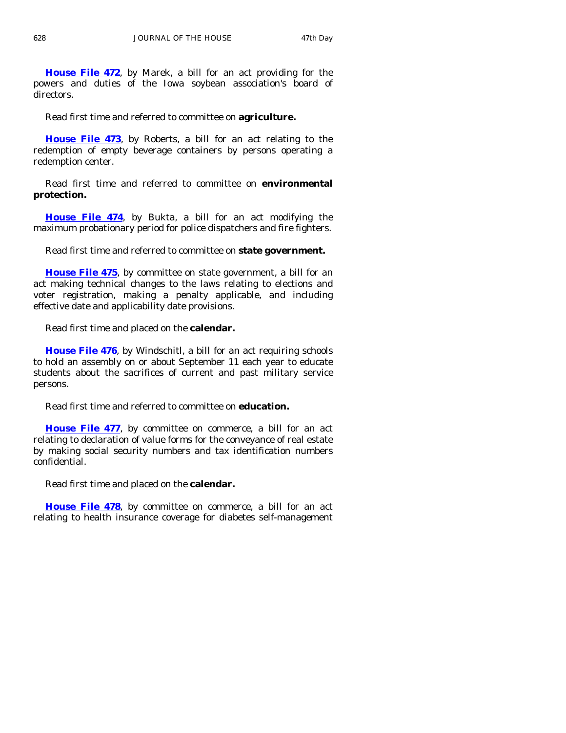**House File 472**, by Marek, a bill for an act providing for the powers and duties of the Iowa soybean association's board of directors.

Read first time and referred to committee on **agriculture.**

**House File 473**, by Roberts, a bill for an act relating to the redemption of empty beverage containers by persons operating a redemption center.

Read first time and referred to committee on **environmental protection.**

**House File 474**, by Bukta, a bill for an act modifying the maximum probationary period for police dispatchers and fire fighters.

Read first time and referred to committee on **state government.**

**House File 475**, by committee on state government, a bill for an act making technical changes to the laws relating to elections and voter registration, making a penalty applicable, and including effective date and applicability date provisions.

Read first time and placed on the **calendar.**

**House File 476**, by Windschitl, a bill for an act requiring schools to hold an assembly on or about September 11 each year to educate students about the sacrifices of current and past military service persons.

Read first time and referred to committee on **education.**

**House File 477**, by committee on commerce, a bill for an act relating to declaration of value forms for the conveyance of real estate by making social security numbers and tax identification numbers confidential.

Read first time and placed on the **calendar.**

**House File 478**, by committee on commerce, a bill for an act relating to health insurance coverage for diabetes self-management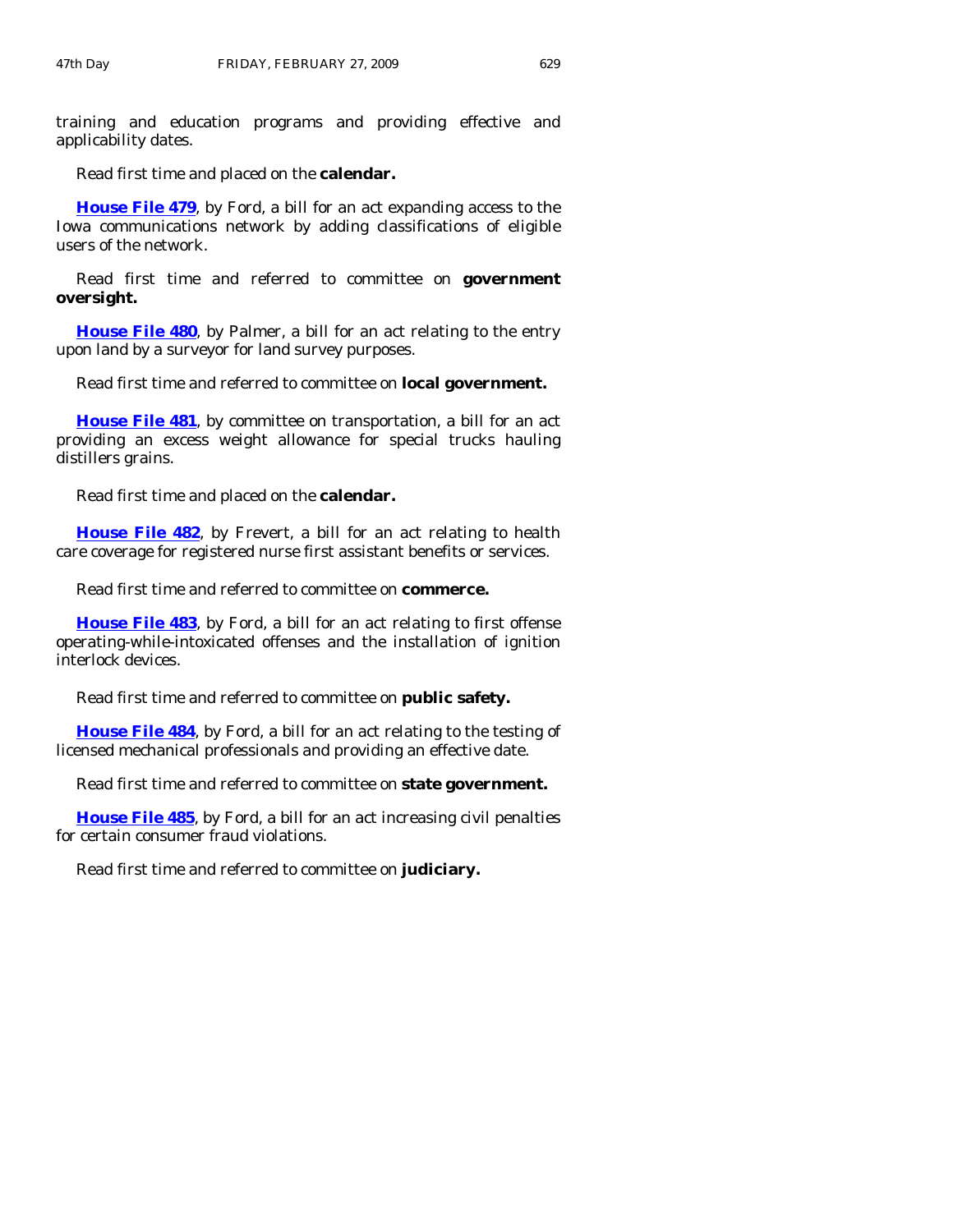training and education programs and providing effective and applicability dates.

Read first time and placed on the **calendar.**

**House File 479**, by Ford, a bill for an act expanding access to the Iowa communications network by adding classifications of eligible users of the network.

Read first time and referred to committee on **government oversight.**

**House File 480**, by Palmer, a bill for an act relating to the entry upon land by a surveyor for land survey purposes.

Read first time and referred to committee on **local government.**

**House File 481**, by committee on transportation, a bill for an act providing an excess weight allowance for special trucks hauling distillers grains.

Read first time and placed on the **calendar.**

**House File 482**, by Frevert, a bill for an act relating to health care coverage for registered nurse first assistant benefits or services.

Read first time and referred to committee on **commerce.**

**House File 483**, by Ford, a bill for an act relating to first offense operating-while-intoxicated offenses and the installation of ignition interlock devices.

Read first time and referred to committee on **public safety.**

**House File 484**, by Ford, a bill for an act relating to the testing of licensed mechanical professionals and providing an effective date.

Read first time and referred to committee on **state government.**

**House File 485**, by Ford, a bill for an act increasing civil penalties for certain consumer fraud violations.

Read first time and referred to committee on **judiciary.**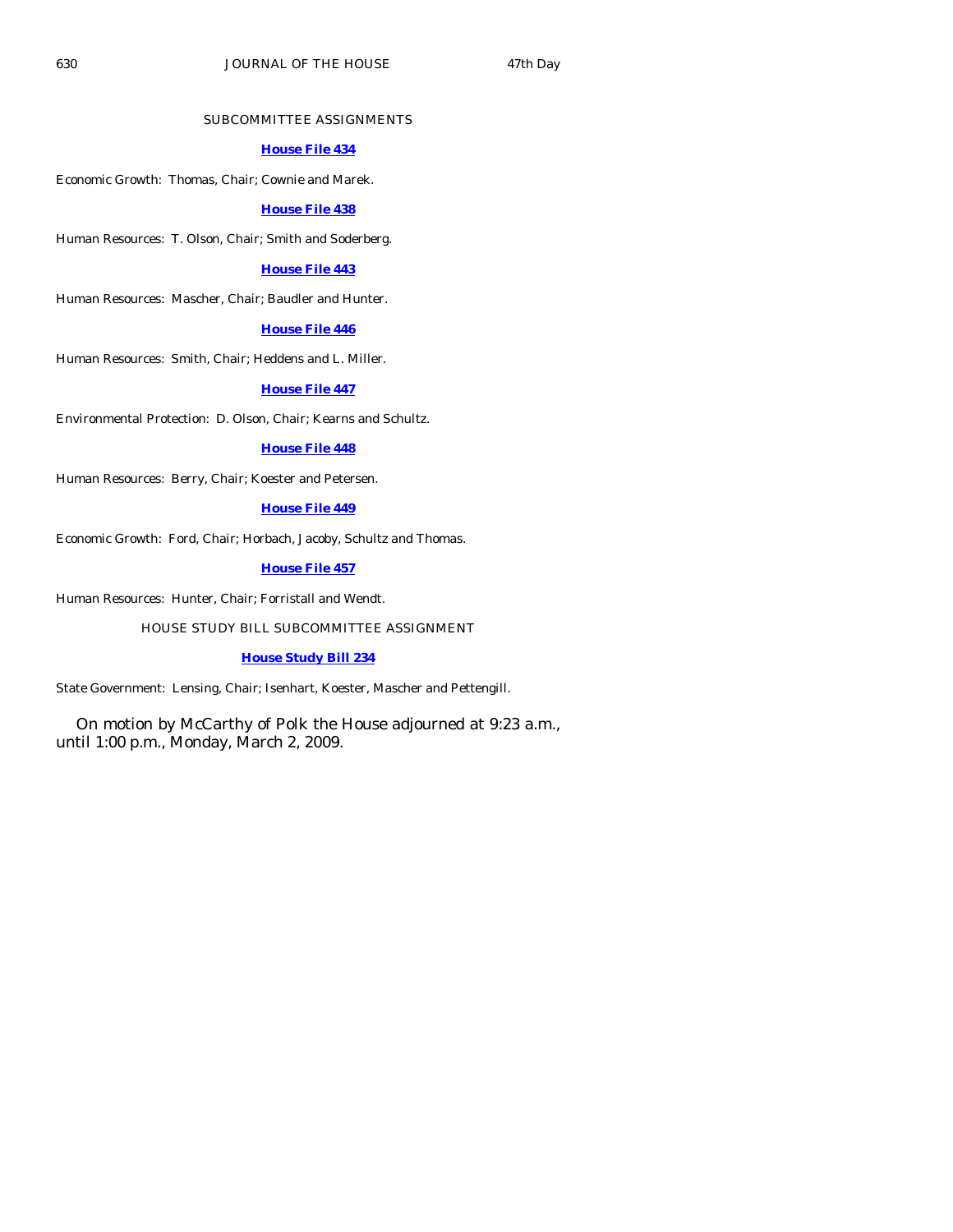## SUBCOMMITTEE ASSIGNMENTS

**House File 434**

Economic Growth: Thomas, Chair; Cownie and Marek.

**House File 438**

Human Resources: T. Olson, Chair; Smith and Soderberg.

**House File 443**

Human Resources: Mascher, Chair; Baudler and Hunter.

**House File 446**

Human Resources: Smith, Chair; Heddens and L. Miller.

**House File 447**

Environmental Protection: D. Olson, Chair; Kearns and Schultz.

**House File 448**

Human Resources: Berry, Chair; Koester and Petersen.

**House File 449**

Economic Growth: Ford, Chair; Horbach, Jacoby, Schultz and Thomas.

**House File 457**

Human Resources: Hunter, Chair; Forristall and Wendt.

## HOUSE STUDY BILL SUBCOMMITTEE ASSIGNMENT

**House Study Bill 234**

State Government: Lensing, Chair; Isenhart, Koester, Mascher and Pettengill.

On motion by McCarthy of Polk the House adjourned at 9:23 a.m., until 1:00 p.m., Monday, March 2, 2009.